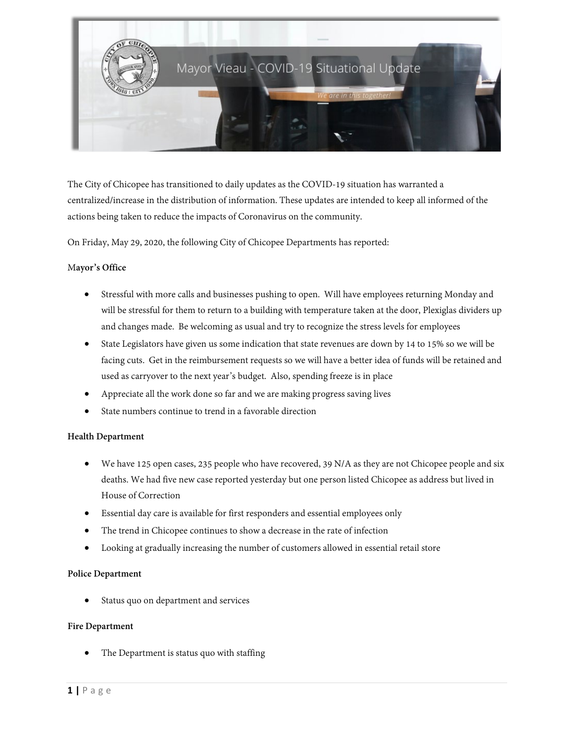# Mayor Vieau - COVID-19 Situational Update

*We are in this together!*

The City of Chicopee has transitioned to daily updates as the COVID-19 situation has warranted a centralized/increase in the distribution of information. These updates are intended to keep all informed of the actions being taken to reduce the impacts of Coronavirus on the community.

On Friday, May 29, 2020, the following City of Chicopee Departments has reported:

**Mayor's Office**

- Stressful with more calls and businesses pushing to open. Will have employees returning Monday and will be stressful for them to return to a building with temperature taken at the door, Plexiglas dividers up and changes made. Be welcoming as usual and try to recognize the stress levels for employees
- State Legislators have given us some indication that state revenues are down by 14 to 15% so we will be facing cuts. Get in the reimbursement requests so we will have a better idea of funds will be retained and used as carryover to the next year's budget. Also, spending freeze is in place
- Appreciate all the work done so far and we are making progress saving lives
- State numbers continue to trend in a favorable direction

**Health Department**

- We have 125 open cases, 235 people who have recovered, 39 N/A as they are not Chicopee people and six deaths. We had five new case reported yesterday but one person listed Chicopee as address but lived in House of Correction
- Essential day care is available for first responders and essential employees only
- The trend in Chicopee continues to show a decrease in the rate of infection
- Looking at gradually increasing the number of customers allowed in essential retail store

**Police Department**

- Status quo on department and services

**Fire Department**

- The Department is status quo with staffing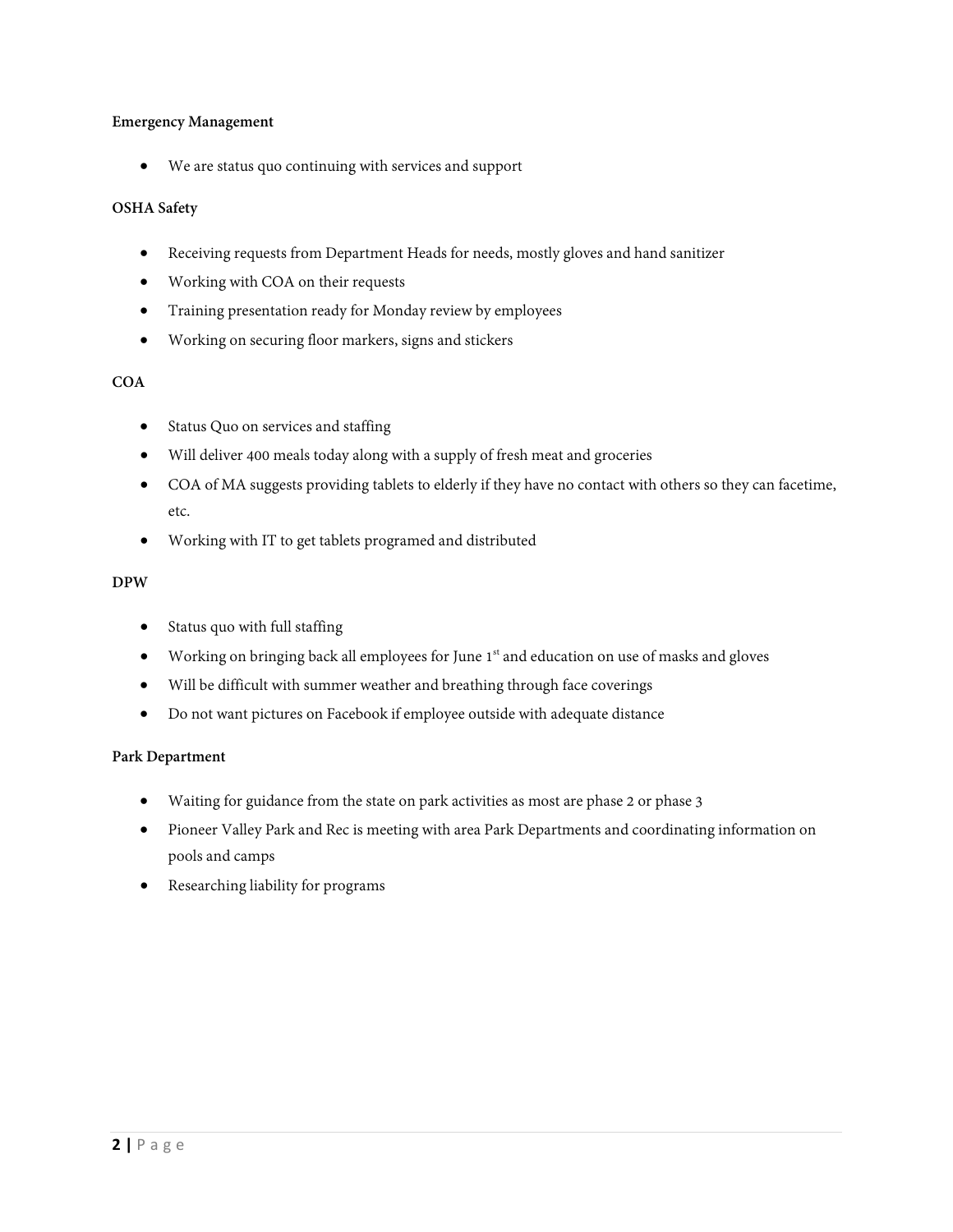**Emergency Management**

- We are status quo continuing with services and support

**OSHA Safety**

- Receiving requests from Department Heads for needs, mostly gloves and hand sanitizer
- Working with COA on their requests
- Training presentation ready for Monday review by employees
- Working on securing floor markers, signs and stickers

**COA**

- Status Quo on services and staffing
- Will deliver 400 meals today along with a supply of fresh meat and groceries
- COA of MA suggests providing tablets to elderly if they have no contact with others so they can facetime, etc.
- Working with IT to get tablets programed and distributed

**DPW**

- Status quo with full staffing
- Working on bringing back all employees for June 1st and education on use of masks and gloves
- Will be difficult with summer weather and breathing through face coverings
- Do not want pictures on Facebook if employee outside with adequate distance

**Park Department**

- Waiting for guidance from the state on park activities as most are phase 2 or phase 3
- Pioneer Valley Park and Rec is meeting with area Park Departments and coordinating information on pools and camps
- Researching liability for programs